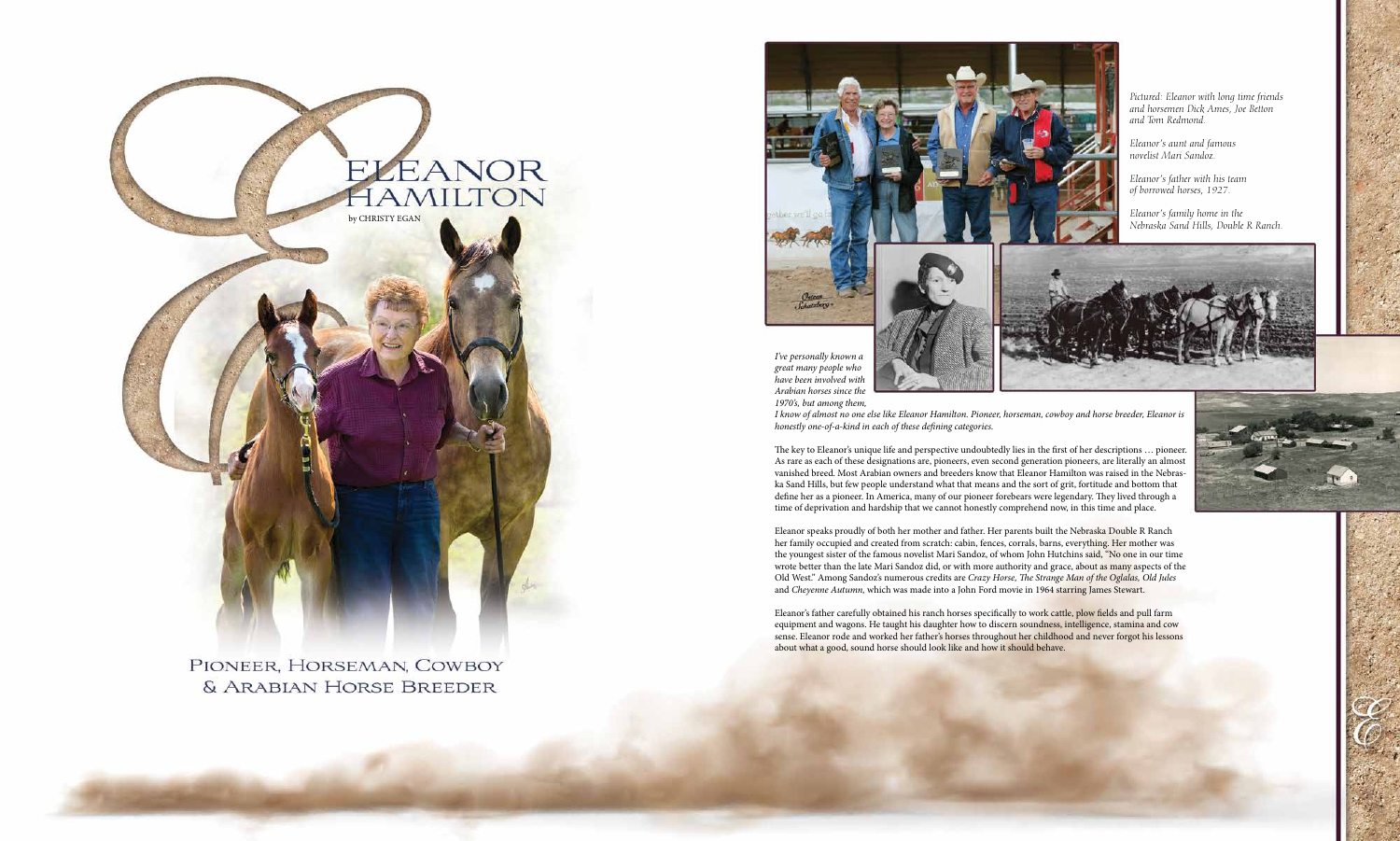# ELEANOR HAMILTON

by CHRISTY EGAN

## PIONEER, HORSEMAN, COWBOY & ARABIAN HORSE BREEDER

*Pictured: Eleanor with long time friends and horsemen Dick Ames, Joe Betton and Tom Redmond.*

*Eleanor's aunt and famous novelist Mari Sandoz.*

*Eleanor's father with his team of borrowed horses, 1927.*

*Eleanor's family home in the Nebraska Sand Hills, Double R Ranch.*

*I've personally known a great many people who have been involved with Arabian horses since the 1970's, but among them, I know of almost no one else like Eleanor Hamilton. Pioneer, horseman, cowboy and horse breeder, Eleanor is honestly one-of-a-kind in each of these defining categories.*

The key to Eleanor's unique life and perspective undoubtedly lies in the first of her descriptions … pioneer. As rare as each of these designations are, pioneers, even second generation pioneers, are literally an almost vanished breed. Most Arabian owners and breeders know that Eleanor Hamilton was raised in the Nebraska Sand Hills, but few people understand what that means and the sort of grit, fortitude and bottom that define her as a pioneer. In America, many of our pioneer forebears were legendary. They lived through a time of deprivation and hardship that we cannot honestly comprehend now, in this time and place.

Eleanor speaks proudly of both her mother and father. Her parents built the Nebraska Double R Ranch her family occupied and created from scratch: cabin, fences, corrals, barns, everything. Her mother was the youngest sister of the famous novelist Mari Sandoz, of whom John Hutchins said, "No one in our time wrote better than the late Mari Sandoz did, or with more authority and grace, about as many aspects of the Old West." Among Sandoz's numerous credits are *Crazy Horse, The Strange Man of the Oglalas, Old Jules* and *Cheyenne Autumn,* which was made into a John Ford movie in 1964 starring James Stewart.

Eleanor's father carefully obtained his ranch horses specifically to work cattle, plow fields and pull farm equipment and wagons. He taught his daughter how to discern soundness, intelligence, stamina and cow sense. Eleanor rode and worked her father's horses throughout her childhood and never forgot his lessons about what a good, sound horse should look like and how it should behave.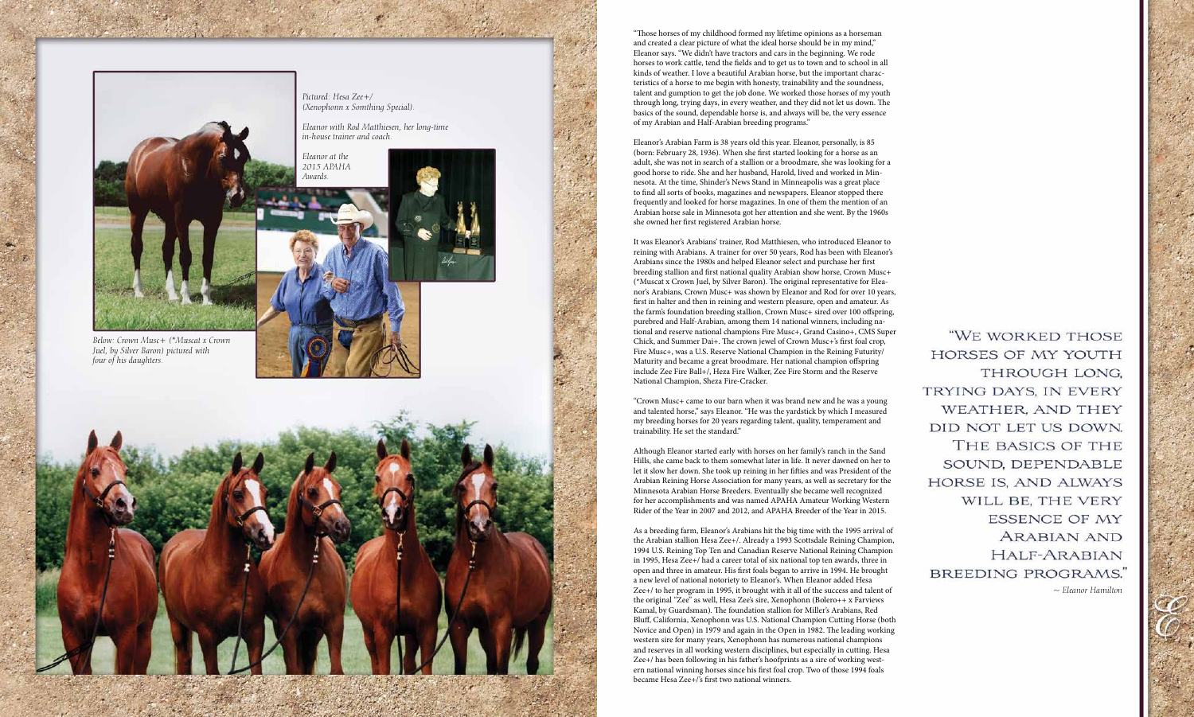*Pictured: Hesa Zee+/ (Xenophonn x Somthing Special).*

*Eleanor with Rod Matthiesen, her long-time in-house trainer and coach.*

*Eleanor at the 2015 APAHA Awards.*

*Below: Crown Musc+ (*Muscat x Crown Juel, by Silver Baron) pictured with four of his daughters.*

"Those horses of my childhood formed my lifetime opinions as a horseman and created a clear picture of what the ideal horse should be in my mind," Eleanor says. "We didn't have tractors and cars in the beginning. We rode horses to work cattle, tend the fields and to get us to town and to school in all kinds of weather. I love a beautiful Arabian horse, but the important characteristics of a horse to me begin with honesty, trainability and the soundness, talent and gumption to get the job done. We worked those horses of my youth through long, trying days, in every weather, and they did not let us down. The basics of the sound, dependable horse is, and always will be, the very essence of my Arabian and Half-Arabian breeding programs."

Eleanor's Arabian Farm is 38 years old this year. Eleanor, personally, is 85 (born: February 28, 1936). When she first started looking for a horse as an adult, she was not in search of a stallion or a broodmare, she was looking for a good horse to ride. She and her husband, Harold, lived and worked in Minnesota. At the time, Shinder's News Stand in Minneapolis was a great place to find all sorts of books, magazines and newspapers. Eleanor stopped there frequently and looked for horse magazines. In one of them the mention of an Arabian horse sale in Minnesota got her attention and she went. By the 1960s she owned her first registered Arabian horse.

It was Eleanor's Arabians' trainer, Rod Matthiesen, who introduced Eleanor to reining with Arabians. A trainer for over 50 years, Rod has been with Eleanor's Arabians since the 1980s and helped Eleanor select and purchase her first breeding stallion and first national quality Arabian show horse, Crown Musc+ (*Muscat x Crown Juel, by Silver Baron). The original representative for Eleanor's Arabians, Crown Musc+ was shown by Eleanor and Rod for over 10 years, first in halter and then in reining and western pleasure, open and amateur. As the farm's foundation breeding stallion, Crown Musc+ sired over 100 offspring, purebred and Half-Arabian, among them 14 national winners, including national and reserve national champions Fire Musc+, Grand Casino+, CMS Super Chick, and Summer Dai+. The crown jewel of Crown Musc+'s first foal crop, Fire Musc+, was a U.S. Reserve National Champion in the Reining Futurity/Maturity and became a great broodmare. Her national champion offspring include Zee Fire Ball+/, Heza Fire Walker, Zee Fire Storm and the Reserve National Champion, Sheza Fire-Cracker.

"Crown Musc+ came to our barn when it was brand new and he was a young and talented horse," says Eleanor. "He was the yardstick by which I measured my breeding horses for 20 years regarding talent, quality, temperament and trainability. He set the standard."

Although Eleanor started early with horses on her family's ranch in the Sand Hills, she came back to them somewhat later in life. It never dawned on her to let it slow her down. She took up reining in her fifties and was President of the Arabian Reining Horse Association for many years, as well as secretary for the Minnesota Arabian Horse Breeders. Eventually she became well recognized for her accomplishments and was named APAHA Amateur Working Western Rider of the Year in 2007 and 2012, and APAHA Breeder of the Year in 2015.

As a breeding farm, Eleanor's Arabians hit the big time with the 1995 arrival of the Arabian stallion Hesa Zee+/. Already a 1993 Scottsdale Reining Champion, 1994 U.S. Reining Top Ten and Canadian Reserve National Reining Champion in 1995, Hesa Zee+/ had a career total of six national top ten awards, three in open and three in amateur. His first foals began to arrive in 1994. He brought a new level of national notoriety to Eleanor's. When Eleanor added Hesa Zee+/ to her program in 1995, it brought with it all of the success and talent of the original "Zee" as well, Hesa Zee's sire, Xenophonn (Bolero++ x Farviews Kamal, by Guardsman). The foundation stallion for Miller's Arabians, Red Bluff, California, Xenophonn was U.S. National Champion Cutting Horse (both Novice and Open) in 1979 and again in the Open in 1982. The leading working western sire for many years, Xenophonn has numerous national champions and reserves in all working western disciplines, but especially in cutting. Hesa Zee+/ has been following in his father's hoofprints as a sire of working western national winning horses since his first foal crop. Two of those 1994 foals became Hesa Zee+/'s first two national winners.

"WE WORKED THOSE HORSES OF MY YOUTH THROUGH LONG, TRYING DAYS, IN EVERY WEATHER, AND THEY DID NOT LET US DOWN. THE BASICS OF THE SOUND, DEPENDABLE HORSE IS, AND ALWAYS WILL BE, THE VERY ESSENCE OF MY ARABIAN AND HALF-ARABIAN BREEDING PROGRAMS."

~ *Eleanor Hamilton*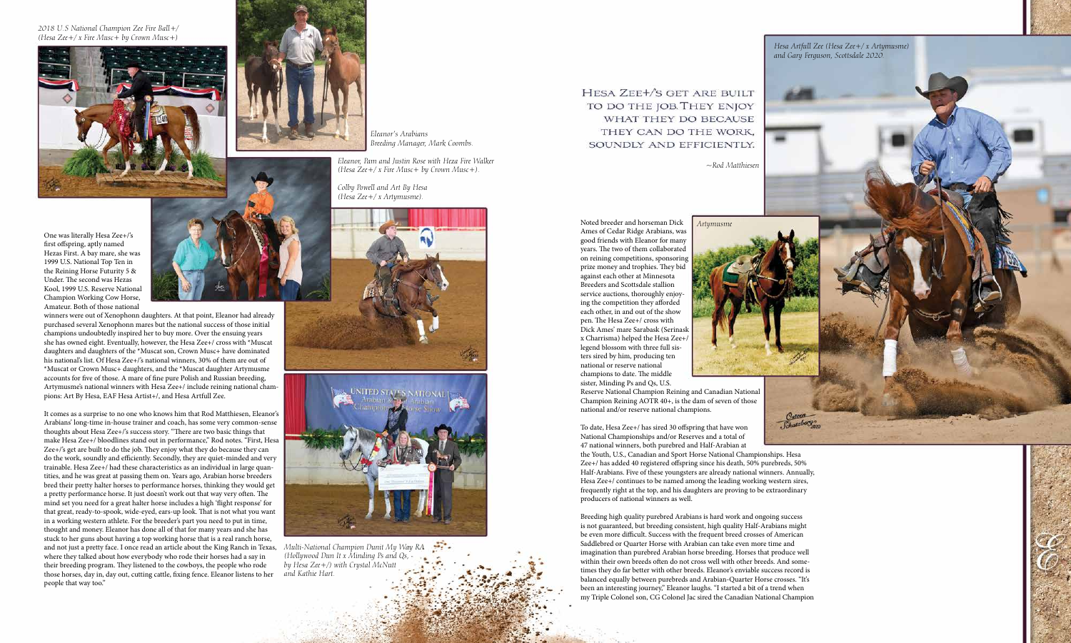*2018 U.S National Champion Zee Fire Ball+/ (Hesa Zee+/ x Fire Musc+ by Crown Musc+)*

*Eleanor's Arabians Breeding Manager, Mark Coombs.*

*Eleanor, Pam and Justin Rose with Heza Fire Walker (Hesa Zee+/ x Fire Musc+ by Crown Musc+).*

*Colby Powell and Art By Hesa (Hesa Zee+/ x Artymusme).*

*Multi-National Champion Dunit My Way RA (Hollywood Dun It x Minding Ps and Qs, - by Hesa Zee+/) with Crystal McNutt and Kathie Hart.*

*Hesa Artfull Zee (Hesa Zee+/ x Artymusme) and Gary Ferguson, Scottsdale 2020.*

*Artymusme*

One was literally Hesa Zee+/'s first offspring, aptly named Hezas First. A bay mare, she was 1999 U.S. National Top Ten in the Reining Horse Futurity 5 & Under. The second was Hezas Kool, 1999 U.S. Reserve National Champion Working Cow Horse, Amateur. Both of those national winners were out of Xenophonn daughters. At that point, Eleanor had already purchased several Xenophonn mares but the national success of those initial champions undoubtedly inspired her to buy more. Over the ensuing years she has owned eight. Eventually, however, the Hesa Zee+/ cross with *Muscat daughters and daughters of the *Muscat son, Crown Musc+ have dominated his national's list. Of Hesa Zee+/'s national winners, 30% of them are out of *Muscat or Crown Musc+ daughters, and the *Muscat daughter Artymusme accounts for five of those. A mare of fine pure Polish and Russian breeding, Artymusme's national winners with Hesa Zee+/ include reining national champions: Art By Hesa, EAF Hesa Artist+/, and Hesa Artfull Zee.

It comes as a surprise to no one who knows him that Rod Matthiesen, Eleanor's Arabians' long-time in-house trainer and coach, has some very common-sense thoughts about Hesa Zee+/'s success story. "There are two basic things that make Hesa Zee+/ bloodlines stand out in performance," Rod notes. "First, Hesa Zee+/'s get are built to do the job. They enjoy what they do because they can do the work, soundly and efficiently. Secondly, they are quiet-minded and very trainable. Hesa Zee+/ had these characteristics as an individual in large quantities, and he was great at passing them on. Years ago, Arabian horse breeders bred their pretty halter horses to performance horses, thinking they would get a pretty performance horse. It just doesn't work out that way very often. The mind set you need for a great halter horse includes a high 'flight response' for that great, ready-to-spook, wide-eyed, ears-up look. That is not what you want in a working western athlete. For the breeder's part you need to put in time, thought and money. Eleanor has done all of that for many years and she has stuck to her guns about having a top working horse that is a real ranch horse, and not just a pretty face. I once read an article about the King Ranch in Texas, where they talked about how everybody who rode their horses had a say in their breeding program. They listened to the cowboys, the people who rode those horses, day in, day out, cutting cattle, fixing fence. Eleanor listens to her people that way too."

> HESA ZEE+/'S GET ARE BUILT TO DO THE JOB. THEY ENJOY WHAT THEY DO BECAUSE THEY CAN DO THE WORK, SOUNDLY AND EFFICIENTLY.
>
> ~Rod Matthiesen

Noted breeder and horseman Dick Ames of Cedar Ridge Arabians, was good friends with Eleanor for many years. The two of them collaborated on reining competitions, sponsoring prize money and trophies. They bid against each other at Minnesota Breeders and Scottsdale stallion service auctions, thoroughly enjoying the competition they afforded each other, in and out of the show pen. The Hesa Zee+/ cross with Dick Ames' mare Sarabask (Serinask x Charrisma) helped the Hesa Zee+/ legend blossom with three full sisters sired by him, producing ten national or reserve national champions to date. The middle sister, Minding Ps and Qs, U.S. Reserve National Champion Reining and Canadian National Champion Reining AOTR 40+, is the dam of seven of those national and/or reserve national champions.

To date, Hesa Zee+/ has sired 30 offspring that have won National Championships and/or Reserves and a total of 47 national winners, both purebred and Half-Arabian at the Youth, U.S., Canadian and Sport Horse National Championships. Hesa Zee+/ has added 40 registered offspring since his death, 50% purebreds, 50% Half-Arabians. Five of these youngsters are already national winners. Annually, Hesa Zee+/ continues to be named among the leading working western sires, frequently right at the top, and his daughters are proving to be extraordinary producers of national winners as well.

Breeding high quality purebred Arabians is hard work and ongoing success is not guaranteed, but breeding consistent, high quality Half-Arabians might be even more difficult. Success with the frequent breed crosses of American Saddlebred or Quarter Horse with Arabian can take even more time and imagination than purebred Arabian horse breeding. Horses that produce well within their own breeds often do not cross well with other breeds. And sometimes they do far better with other breeds. Eleanor's enviable success record is balanced equally between purebreds and Arabian-Quarter Horse crosses. "It's been an interesting journey," Eleanor laughs. "I started a bit of a trend when my Triple Colonel son, CG Colonel Jac sired the Canadian National Champion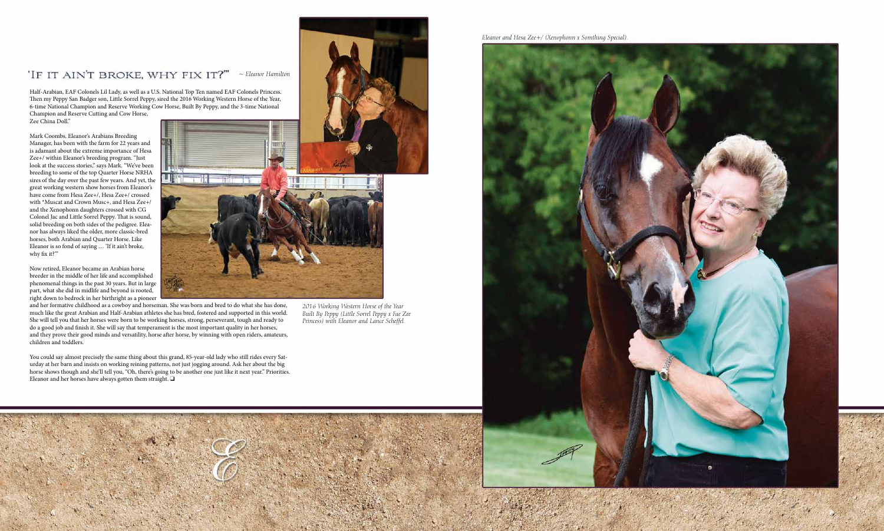## 'IF IT AIN'T BROKE, WHY FIX IT?'" ~ *Eleanor Hamilton*

Half-Arabian, EAF Colonels Lil Lady, as well as a U.S. National Top Ten named EAF Colonels Princess. Then my Peppy San Badger son, Little Sorrel Peppy, sired the 2016 Working Western Horse of the Year, 6-time National Champion and Reserve Working Cow Horse, Built By Peppy, and the 3-time National Champion and Reserve Cutting and Cow Horse, Zee China Doll."

Mark Coombs, Eleanor's Arabians Breeding Manager, has been with the farm for 22 years and is adamant about the extreme importance of Hesa Zee+/ within Eleanor's breeding program. "Just look at the success stories," says Mark. "We've been breeding to some of the top Quarter Horse NRHA sires of the day over the past few years. And yet, the great working western show horses from Eleanor's have come from Hesa Zee+/, Hesa Zee+/ crossed with *Muscat and Crown Musc+, and Hesa Zee+/ and the Xenophonn daughters crossed with CG Colonel Jac and Little Sorrel Peppy. That is sound, solid breeding on both sides of the pedigree. Eleanor has always liked the older, more classic-bred horses, both Arabian and Quarter Horse. Like Eleanor is so fond of saying … 'If it ain't broke, why fix it?'"

Now retired, Eleanor became an Arabian horse breeder in the middle of her life and accomplished phenomenal things in the past 30 years. But in large part, what she did in midlife and beyond is rooted, right down to bedrock in her birthright as a pioneer and her formative childhood as a cowboy and horseman. She was born and bred to do what she has done, much like the great Arabian and Half-Arabian athletes she has bred, fostered and supported in this world. She will tell you that her horses were born to be working horses, strong, perseverant, tough and ready to do a good job and finish it. She will say that temperament is the most important quality in her horses, and they prove their good minds and versatility, horse after horse, by winning with open riders, amateurs, children and toddlers.

You could say almost precisely the same thing about this grand, 85-year-old lady who still rides every Saturday at her barn and insists on working reining patterns, not just jogging around. Ask her about the big horse shows though and she'll tell you, "Oh, there's going to be another one just like it next year." Priorities. Eleanor and her horses have always gotten them straight. ❑

*2016 Working Western Horse of the Year Built By Peppy (Little Sorrel Peppy x Fae Zee Princess) with Eleanor and Lance Scheffel.*

*Eleanor and Hesa Zee+/ (Xenophonn x Somthing Special).*